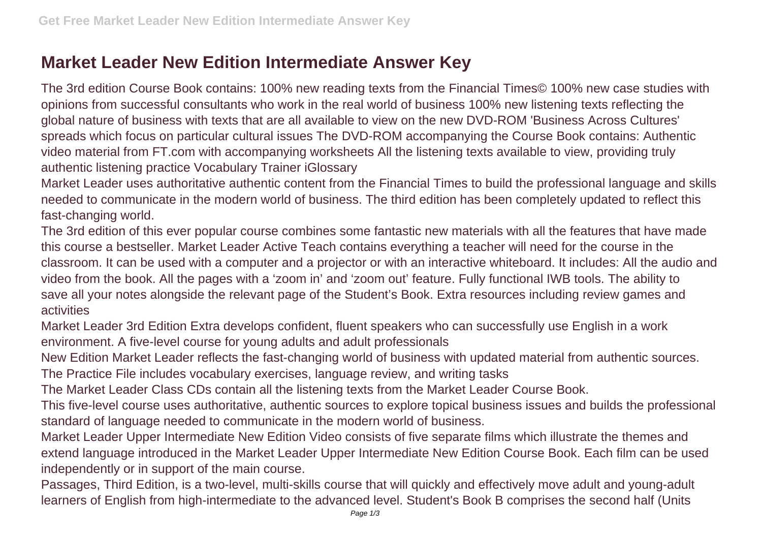# Market Leader New Edition Intermediate Answer Key

The 3rd edition Course Book contains: 100% new reading texts from the Financial Times© 100% new case studies with opinions from successful consultants who work in the real world of business 100% new listening texts reflecting the global nature of business with texts that are all available to view on the new DVD-ROM 'Business Across Cultures' spreads which focus on particular cultural issues The DVD-ROM accompanying the Course Book contains: Authentic video material from FT.com with accompanying worksheets All the listening texts available to view, providing truly authentic listening practice Vocabulary Trainer iGlossary

Market Leader uses authoritative authentic content from the Financial Times to build the professional language and skills needed to communicate in the modern world of business. The third edition has been completely updated to reflect this fast-changing world.

The 3rd edition of this ever popular course combines some fantastic new materials with all the features that have made this course a bestseller. Market Leader Active Teach contains everything a teacher will need for the course in the classroom. It can be used with a computer and a projector or with an interactive whiteboard. It includes: All the audio and video from the book. All the pages with a 'zoom in' and 'zoom out' feature. Fully functional IWB tools. The ability to save all your notes alongside the relevant page of the Student's Book. Extra resources including review games and activities

Market Leader 3rd Edition Extra develops confident, fluent speakers who can successfully use English in a work environment. A five-level course for young adults and adult professionals

New Edition Market Leader reflects the fast-changing world of business with updated material from authentic sources. The Practice File includes vocabulary exercises, language review, and writing tasks

The Market Leader Class CDs contain all the listening texts from the Market Leader Course Book.

This five-level course uses authoritative, authentic sources to explore topical business issues and builds the professional standard of language needed to communicate in the modern world of business.

Market Leader Upper Intermediate New Edition Video consists of five separate films which illustrate the themes and extend language introduced in the Market Leader Upper Intermediate New Edition Course Book. Each film can be used independently or in support of the main course.

Passages, Third Edition, is a two-level, multi-skills course that will quickly and effectively move adult and young-adult learners of English from high-intermediate to the advanced level. Student's Book B comprises the second half (Units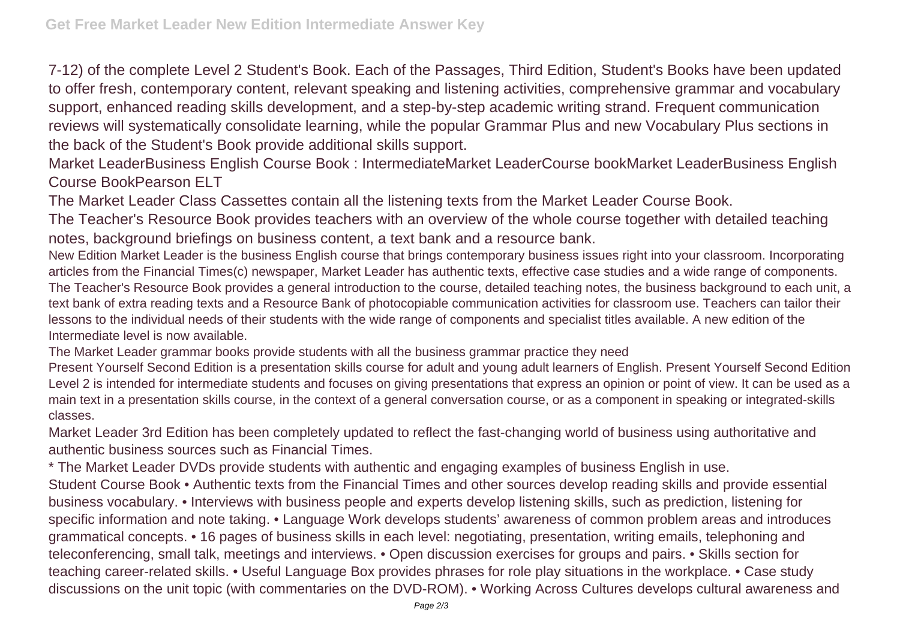7-12) of the complete Level 2 Student's Book. Each of the Passages, Third Edition, Student's Books have been updated to offer fresh, contemporary content, relevant speaking and listening activities, comprehensive grammar and vocabulary support, enhanced reading skills development, and a step-by-step academic writing strand. Frequent communication reviews will systematically consolidate learning, while the popular Grammar Plus and new Vocabulary Plus sections in the back of the Student's Book provide additional skills support.

Market LeaderBusiness English Course Book : IntermediateMarket LeaderCourse bookMarket LeaderBusiness English Course BookPearson ELT

The Market Leader Class Cassettes contain all the listening texts from the Market Leader Course Book.

The Teacher's Resource Book provides teachers with an overview of the whole course together with detailed teaching notes, background briefings on business content, a text bank and a resource bank.

New Edition Market Leader is the business English course that brings contemporary business issues right into your classroom. Incorporating articles from the Financial Times(c) newspaper, Market Leader has authentic texts, effective case studies and a wide range of components. The Teacher's Resource Book provides a general introduction to the course, detailed teaching notes, the business background to each unit, a text bank of extra reading texts and a Resource Bank of photocopiable communication activities for classroom use. Teachers can tailor their lessons to the individual needs of their students with the wide range of components and specialist titles available. A new edition of the Intermediate level is now available.

The Market Leader grammar books provide students with all the business grammar practice they need

Present Yourself Second Edition is a presentation skills course for adult and young adult learners of English. Present Yourself Second Edition Level 2 is intended for intermediate students and focuses on giving presentations that express an opinion or point of view. It can be used as a main text in a presentation skills course, in the context of a general conversation course, or as a component in speaking or integrated-skills classes.

Market Leader 3rd Edition has been completely updated to reflect the fast-changing world of business using authoritative and authentic business sources such as Financial Times.

* The Market Leader DVDs provide students with authentic and engaging examples of business English in use.

Student Course Book • Authentic texts from the Financial Times and other sources develop reading skills and provide essential business vocabulary. • Interviews with business people and experts develop listening skills, such as prediction, listening for specific information and note taking. • Language Work develops students' awareness of common problem areas and introduces grammatical concepts. • 16 pages of business skills in each level: negotiating, presentation, writing emails, telephoning and teleconferencing, small talk, meetings and interviews. • Open discussion exercises for groups and pairs. • Skills section for teaching career-related skills. • Useful Language Box provides phrases for role play situations in the workplace. • Case study discussions on the unit topic (with commentaries on the DVD-ROM). • Working Across Cultures develops cultural awareness and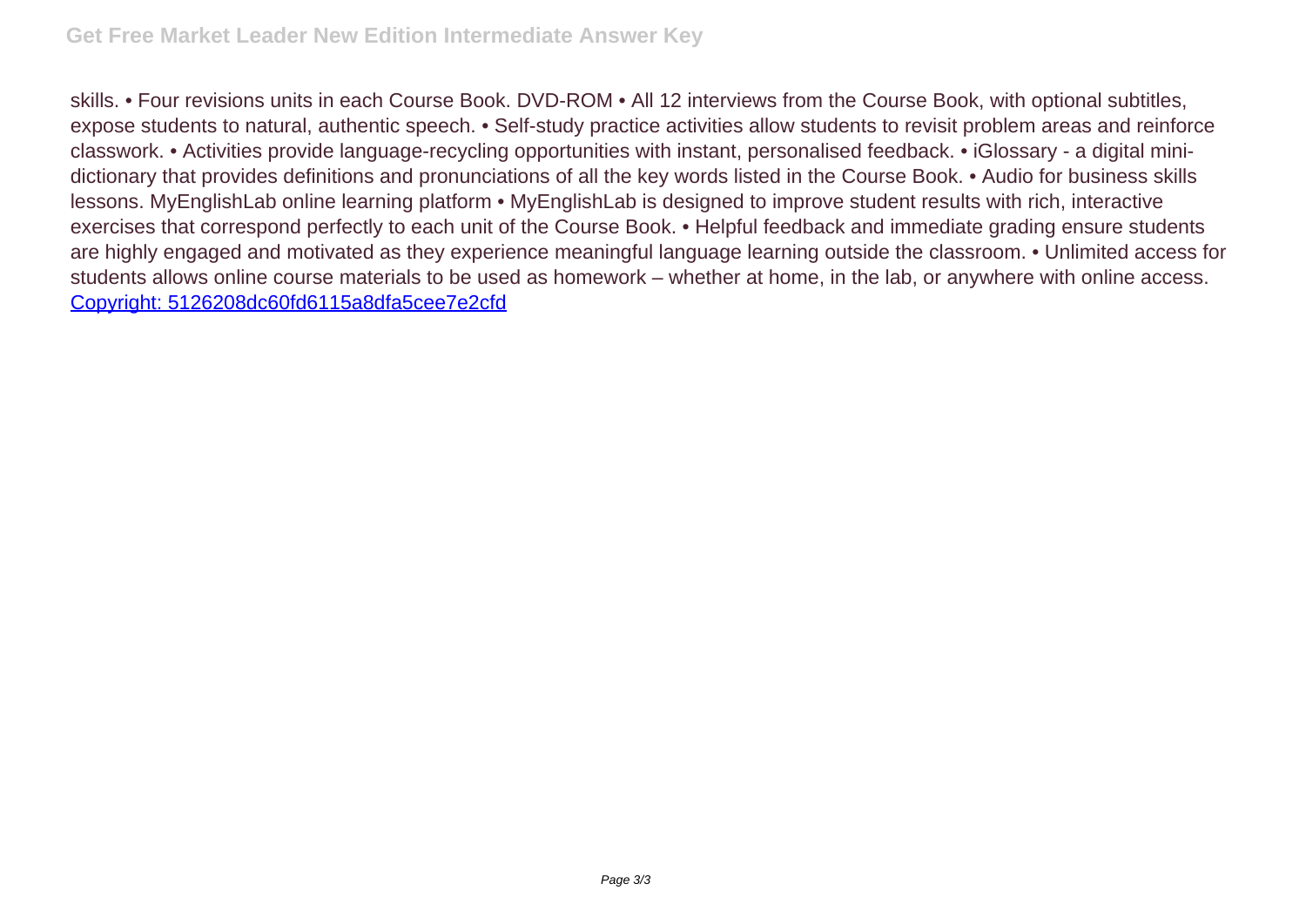skills. • Four revisions units in each Course Book. DVD-ROM • All 12 interviews from the Course Book, with optional subtitles, expose students to natural, authentic speech. • Self-study practice activities allow students to revisit problem areas and reinforce classwork. • Activities provide language-recycling opportunities with instant, personalised feedback. • iGlossary - a digital mini-dictionary that provides definitions and pronunciations of all the key words listed in the Course Book. • Audio for business skills lessons. MyEnglishLab online learning platform • MyEnglishLab is designed to improve student results with rich, interactive exercises that correspond perfectly to each unit of the Course Book. • Helpful feedback and immediate grading ensure students are highly engaged and motivated as they experience meaningful language learning outside the classroom. • Unlimited access for students allows online course materials to be used as homework – whether at home, in the lab, or anywhere with online access.

Copyright: 5126208dc60fd6115a8dfa5cee7e2cfd